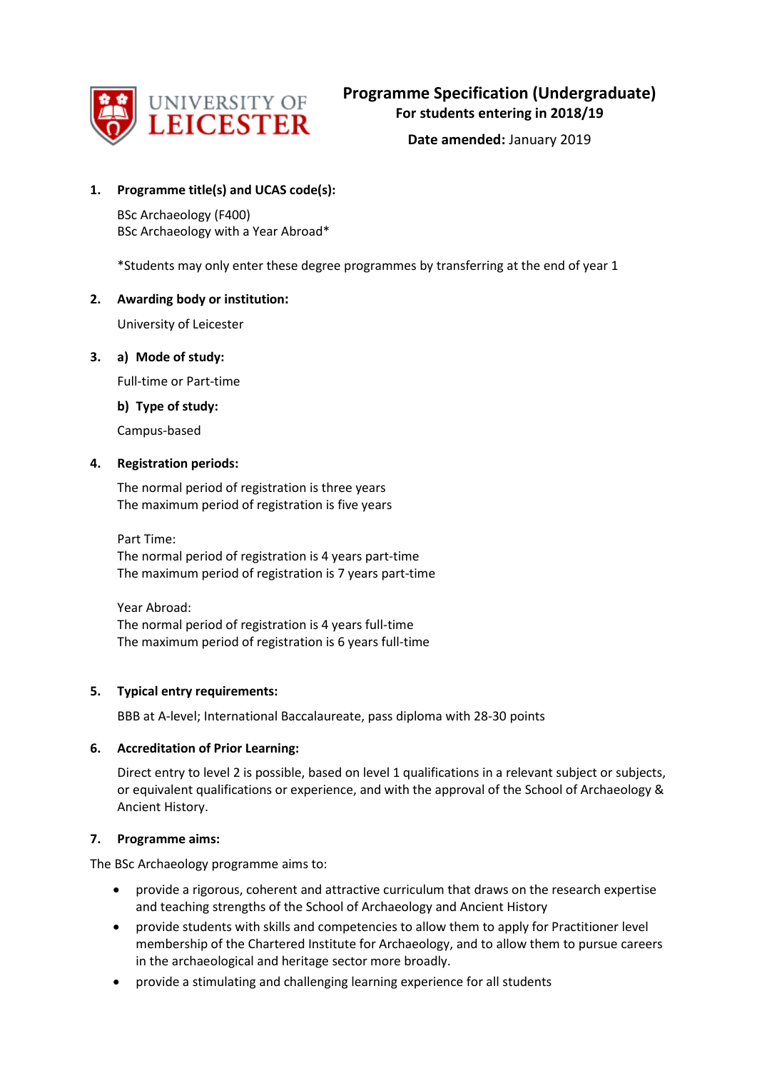UNIVERSITY OF LEICESTER

# Programme Specification (Undergraduate)

**For students entering in 2018/19**

**Date amended:** January 2019

**1. Programme title(s) and UCAS code(s):**

BSc Archaeology (F400)
BSc Archaeology with a Year Abroad*

*Students may only enter these degree programmes by transferring at the end of year 1

**2. Awarding body or institution:**

University of Leicester

**3. a) Mode of study:**

Full-time or Part-time

**b) Type of study:**

Campus-based

**4. Registration periods:**

The normal period of registration is three years
The maximum period of registration is five years

Part Time:
The normal period of registration is 4 years part-time
The maximum period of registration is 7 years part-time

Year Abroad:
The normal period of registration is 4 years full-time
The maximum period of registration is 6 years full-time

**5. Typical entry requirements:**

BBB at A-level; International Baccalaureate, pass diploma with 28-30 points

**6. Accreditation of Prior Learning:**

Direct entry to level 2 is possible, based on level 1 qualifications in a relevant subject or subjects, or equivalent qualifications or experience, and with the approval of the School of Archaeology & Ancient History.

**7. Programme aims:**

The BSc Archaeology programme aims to:

- provide a rigorous, coherent and attractive curriculum that draws on the research expertise and teaching strengths of the School of Archaeology and Ancient History
- provide students with skills and competencies to allow them to apply for Practitioner level membership of the Chartered Institute for Archaeology, and to allow them to pursue careers in the archaeological and heritage sector more broadly.
- provide a stimulating and challenging learning experience for all students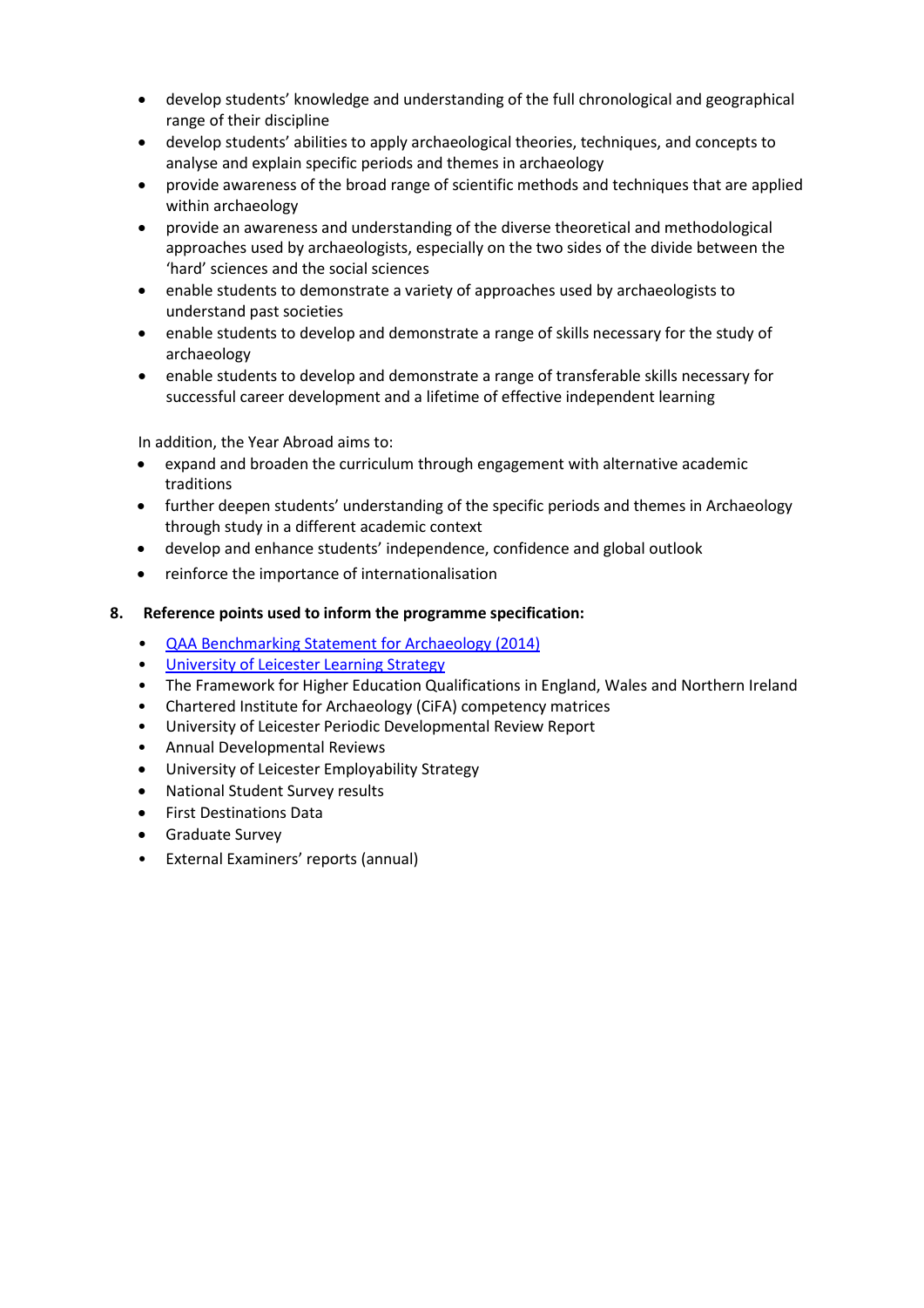- develop students' knowledge and understanding of the full chronological and geographical range of their discipline
- develop students' abilities to apply archaeological theories, techniques, and concepts to analyse and explain specific periods and themes in archaeology
- provide awareness of the broad range of scientific methods and techniques that are applied within archaeology
- provide an awareness and understanding of the diverse theoretical and methodological approaches used by archaeologists, especially on the two sides of the divide between the 'hard' sciences and the social sciences
- enable students to demonstrate a variety of approaches used by archaeologists to understand past societies
- enable students to develop and demonstrate a range of skills necessary for the study of archaeology
- enable students to develop and demonstrate a range of transferable skills necessary for successful career development and a lifetime of effective independent learning

In addition, the Year Abroad aims to:

- expand and broaden the curriculum through engagement with alternative academic traditions
- further deepen students' understanding of the specific periods and themes in Archaeology through study in a different academic context
- develop and enhance students' independence, confidence and global outlook
- reinforce the importance of internationalisation

**8. Reference points used to inform the programme specification:**

- QAA Benchmarking Statement for Archaeology (2014)
- University of Leicester Learning Strategy
- The Framework for Higher Education Qualifications in England, Wales and Northern Ireland
- Chartered Institute for Archaeology (CiFA) competency matrices
- University of Leicester Periodic Developmental Review Report
- Annual Developmental Reviews
- University of Leicester Employability Strategy
- National Student Survey results
- First Destinations Data
- Graduate Survey
- External Examiners' reports (annual)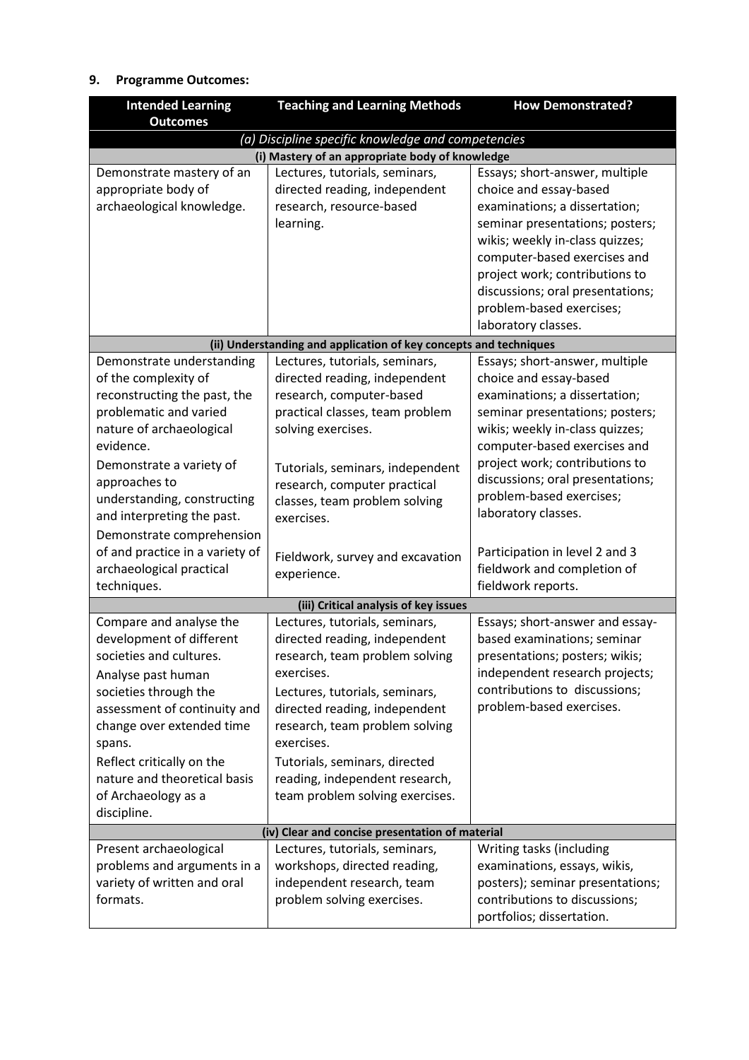## 9. Programme Outcomes:

| Intended Learning Outcomes | Teaching and Learning Methods | How Demonstrated? |
| --- | --- | --- |
| *(a) Discipline specific knowledge and competencies* | | |
| **(i) Mastery of an appropriate body of knowledge** | | |
| Demonstrate mastery of an appropriate body of archaeological knowledge. | Lectures, tutorials, seminars, directed reading, independent research, resource-based learning. | Essays; short-answer, multiple choice and essay-based examinations; a dissertation; seminar presentations; posters; wikis; weekly in-class quizzes; computer-based exercises and project work; contributions to discussions; oral presentations; problem-based exercises; laboratory classes. |
| **(ii) Understanding and application of key concepts and techniques** | | |
| Demonstrate understanding of the complexity of reconstructing the past, the problematic and varied nature of archaeological evidence. | Lectures, tutorials, seminars, directed reading, independent research, computer-based practical classes, team problem solving exercises. | Essays; short-answer, multiple choice and essay-based examinations; a dissertation; seminar presentations; posters; wikis; weekly in-class quizzes; computer-based exercises and project work; contributions to discussions; oral presentations; problem-based exercises; laboratory classes. |
| Demonstrate a variety of approaches to understanding, constructing and interpreting the past. | Tutorials, seminars, independent research, computer practical classes, team problem solving exercises. | |
| Demonstrate comprehension of and practice in a variety of archaeological practical techniques. | Fieldwork, survey and excavation experience. | Participation in level 2 and 3 fieldwork and completion of fieldwork reports. |
| **(iii) Critical analysis of key issues** | | |
| Compare and analyse the development of different societies and cultures. | Lectures, tutorials, seminars, directed reading, independent research, team problem solving exercises. | Essays; short-answer and essay-based examinations; seminar presentations; posters; wikis; independent research projects; contributions to discussions; problem-based exercises. |
| Analyse past human societies through the assessment of continuity and change over extended time spans. | Lectures, tutorials, seminars, directed reading, independent research, team problem solving exercises. | |
| Reflect critically on the nature and theoretical basis of Archaeology as a discipline. | Tutorials, seminars, directed reading, independent research, team problem solving exercises. | |
| **(iv) Clear and concise presentation of material** | | |
| Present archaeological problems and arguments in a variety of written and oral formats. | Lectures, tutorials, seminars, workshops, directed reading, independent research, team problem solving exercises. | Writing tasks (including examinations, essays, wikis, posters); seminar presentations; contributions to discussions; portfolios; dissertation. |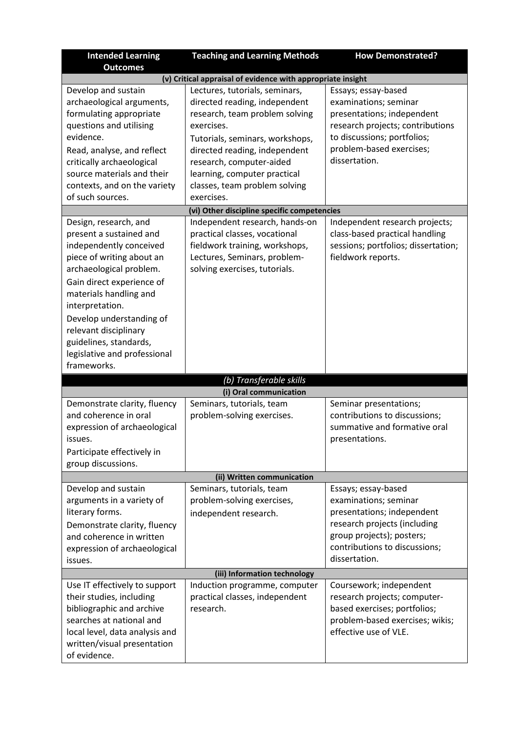| Intended Learning Outcomes | Teaching and Learning Methods | How Demonstrated? |
| --- | --- | --- |
| **(v) Critical appraisal of evidence with appropriate insight** | | |
| Develop and sustain archaeological arguments, formulating appropriate questions and utilising evidence.<br>Read, analyse, and reflect critically archaeological source materials and their contexts, and on the variety of such sources. | Lectures, tutorials, seminars, directed reading, independent research, team problem solving exercises.<br>Tutorials, seminars, workshops, directed reading, independent research, computer-aided learning, computer practical classes, team problem solving exercises. | Essays; essay-based examinations; seminar presentations; independent research projects; contributions to discussions; portfolios; problem-based exercises; dissertation. |
| **(vi) Other discipline specific competencies** | | |
| Design, research, and present a sustained and independently conceived piece of writing about an archaeological problem.<br>Gain direct experience of materials handling and interpretation.<br>Develop understanding of relevant disciplinary guidelines, standards, legislative and professional frameworks. | Independent research, hands-on practical classes, vocational fieldwork training, workshops, Lectures, Seminars, problem-solving exercises, tutorials. | Independent research projects; class-based practical handling sessions; portfolios; dissertation; fieldwork reports. |
| ***(b) Transferable skills*** | | |
| **(i) Oral communication** | | |
| Demonstrate clarity, fluency and coherence in oral expression of archaeological issues.<br>Participate effectively in group discussions. | Seminars, tutorials, team problem-solving exercises. | Seminar presentations; contributions to discussions; summative and formative oral presentations. |
| **(ii) Written communication** | | |
| Develop and sustain arguments in a variety of literary forms.<br>Demonstrate clarity, fluency and coherence in written expression of archaeological issues. | Seminars, tutorials, team problem-solving exercises, independent research. | Essays; essay-based examinations; seminar presentations; independent research projects (including group projects); posters; contributions to discussions; dissertation. |
| **(iii) Information technology** | | |
| Use IT effectively to support their studies, including bibliographic and archive searches at national and local level, data analysis and written/visual presentation of evidence. | Induction programme, computer practical classes, independent research. | Coursework; independent research projects; computer-based exercises; portfolios; problem-based exercises; wikis; effective use of VLE. |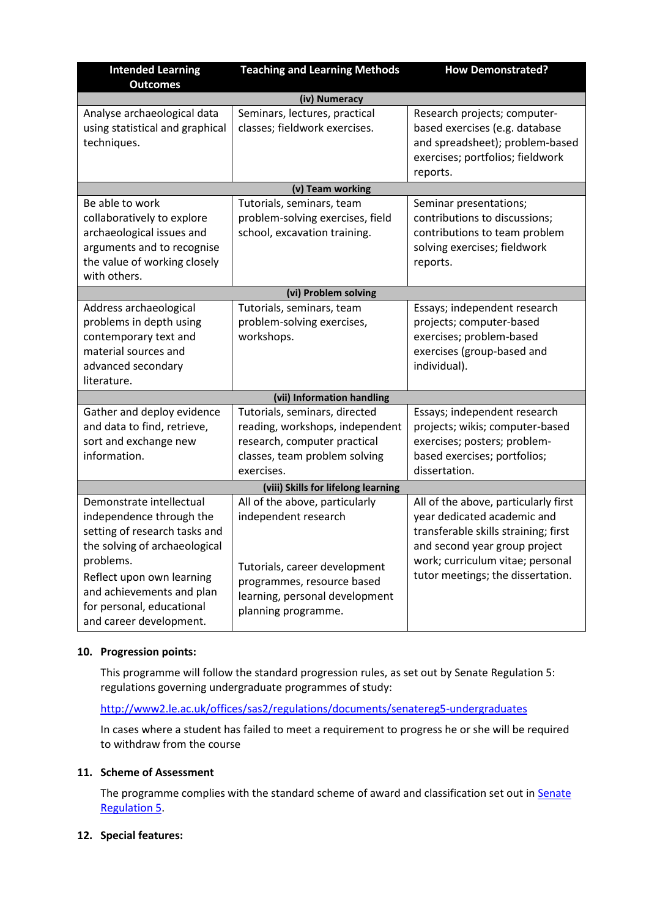| Intended Learning Outcomes | Teaching and Learning Methods | How Demonstrated? |
|---|---|---|
| **(iv) Numeracy** | | |
| Analyse archaeological data using statistical and graphical techniques. | Seminars, lectures, practical classes; fieldwork exercises. | Research projects; computer-based exercises (e.g. database and spreadsheet); problem-based exercises; portfolios; fieldwork reports. |
| **(v) Team working** | | |
| Be able to work collaboratively to explore archaeological issues and arguments and to recognise the value of working closely with others. | Tutorials, seminars, team problem-solving exercises, field school, excavation training. | Seminar presentations; contributions to discussions; contributions to team problem solving exercises; fieldwork reports. |
| **(vi) Problem solving** | | |
| Address archaeological problems in depth using contemporary text and material sources and advanced secondary literature. | Tutorials, seminars, team problem-solving exercises, workshops. | Essays; independent research projects; computer-based exercises; problem-based exercises (group-based and individual). |
| **(vii) Information handling** | | |
| Gather and deploy evidence and data to find, retrieve, sort and exchange new information. | Tutorials, seminars, directed reading, workshops, independent research, computer practical classes, team problem solving exercises. | Essays; independent research projects; wikis; computer-based exercises; posters; problem-based exercises; portfolios; dissertation. |
| **(viii) Skills for lifelong learning** | | |
| Demonstrate intellectual independence through the setting of research tasks and the solving of archaeological problems.<br>Reflect upon own learning and achievements and plan for personal, educational and career development. | All of the above, particularly independent research<br><br>Tutorials, career development programmes, resource based learning, personal development planning programme. | All of the above, particularly first year dedicated academic and transferable skills straining; first and second year group project work; curriculum vitae; personal tutor meetings; the dissertation. |

**10. Progression points:**

This programme will follow the standard progression rules, as set out by Senate Regulation 5: regulations governing undergraduate programmes of study:

http://www2.le.ac.uk/offices/sas2/regulations/documents/senatereg5-undergraduates

In cases where a student has failed to meet a requirement to progress he or she will be required to withdraw from the course

**11. Scheme of Assessment**

The programme complies with the standard scheme of award and classification set out in Senate Regulation 5.

**12. Special features:**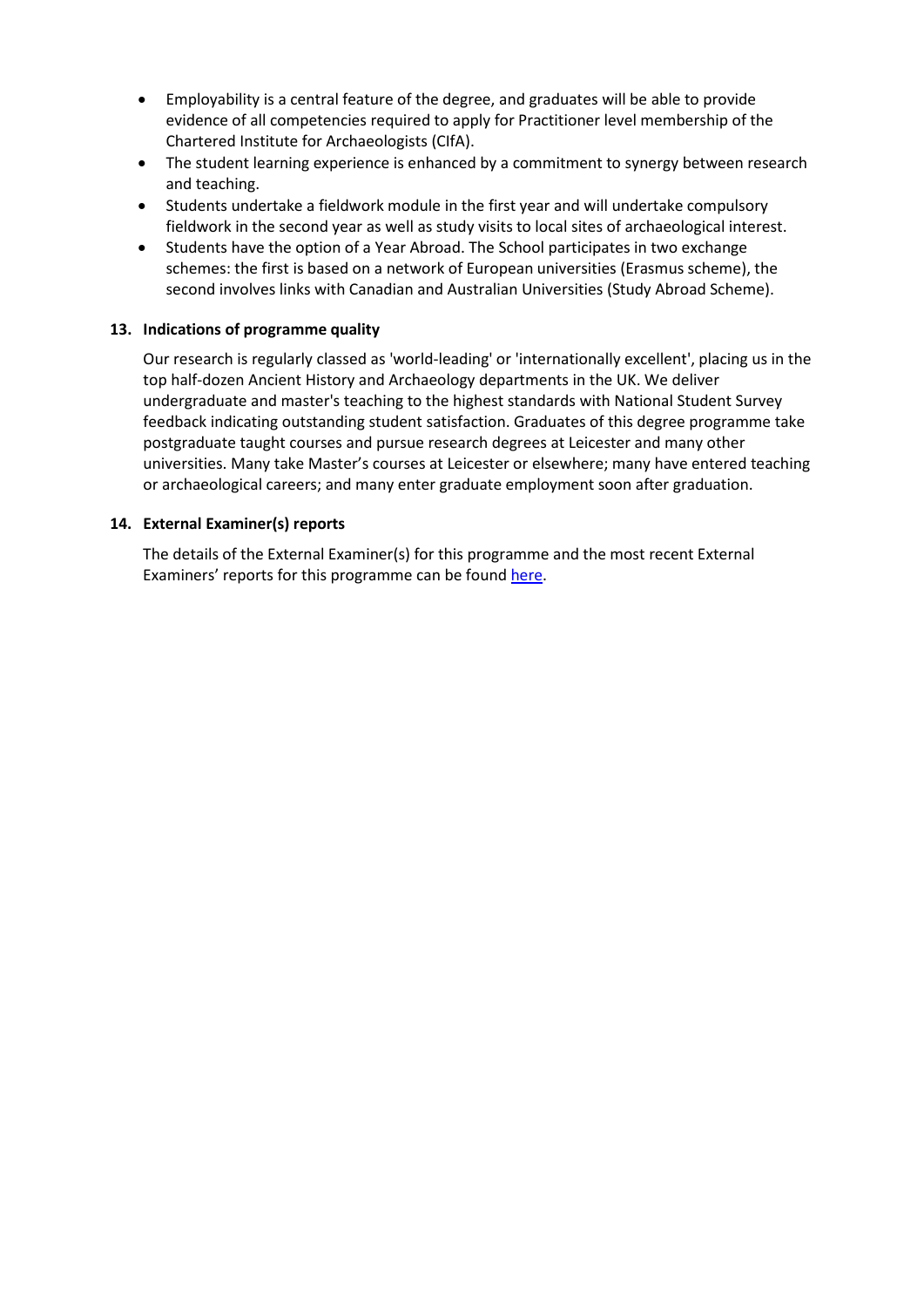- Employability is a central feature of the degree, and graduates will be able to provide evidence of all competencies required to apply for Practitioner level membership of the Chartered Institute for Archaeologists (CIfA).
- The student learning experience is enhanced by a commitment to synergy between research and teaching.
- Students undertake a fieldwork module in the first year and will undertake compulsory fieldwork in the second year as well as study visits to local sites of archaeological interest.
- Students have the option of a Year Abroad. The School participates in two exchange schemes: the first is based on a network of European universities (Erasmus scheme), the second involves links with Canadian and Australian Universities (Study Abroad Scheme).

## 13. Indications of programme quality

Our research is regularly classed as 'world-leading' or 'internationally excellent', placing us in the top half-dozen Ancient History and Archaeology departments in the UK. We deliver undergraduate and master's teaching to the highest standards with National Student Survey feedback indicating outstanding student satisfaction. Graduates of this degree programme take postgraduate taught courses and pursue research degrees at Leicester and many other universities. Many take Master's courses at Leicester or elsewhere; many have entered teaching or archaeological careers; and many enter graduate employment soon after graduation.

## 14. External Examiner(s) reports

The details of the External Examiner(s) for this programme and the most recent External Examiners' reports for this programme can be found here.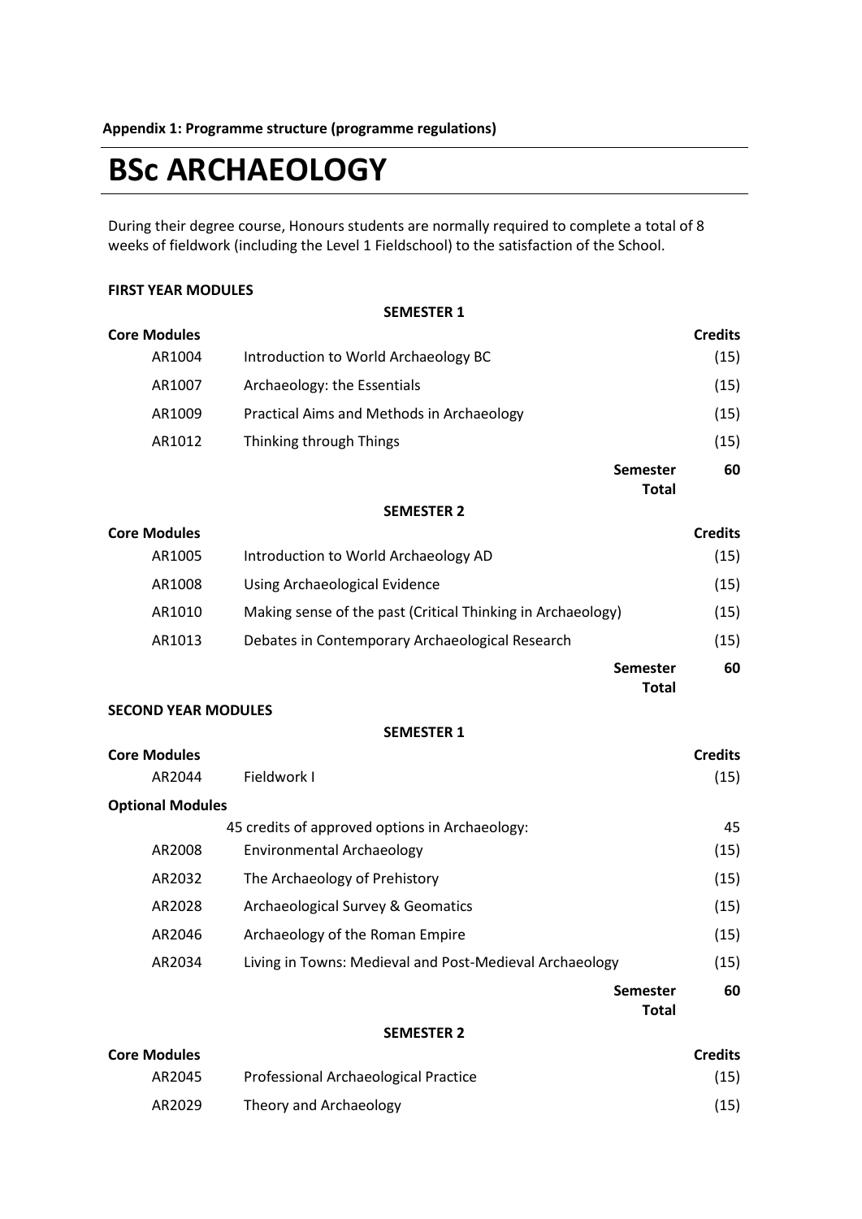**Appendix 1: Programme structure (programme regulations)**

# BSc ARCHAEOLOGY

During their degree course, Honours students are normally required to complete a total of 8 weeks of fieldwork (including the Level 1 Fieldschool) to the satisfaction of the School.

**FIRST YEAR MODULES**

**SEMESTER 1**

| **Core Modules** | | **Credits** |
|---|---|---|
| AR1004 | Introduction to World Archaeology BC | (15) |
| AR1007 | Archaeology: the Essentials | (15) |
| AR1009 | Practical Aims and Methods in Archaeology | (15) |
| AR1012 | Thinking through Things | (15) |
| | **Semester Total** | **60** |

**SEMESTER 2**

| **Core Modules** | | **Credits** |
|---|---|---|
| AR1005 | Introduction to World Archaeology AD | (15) |
| AR1008 | Using Archaeological Evidence | (15) |
| AR1010 | Making sense of the past (Critical Thinking in Archaeology) | (15) |
| AR1013 | Debates in Contemporary Archaeological Research | (15) |
| | **Semester Total** | **60** |

**SECOND YEAR MODULES**

**SEMESTER 1**

| **Core Modules** | | **Credits** |
|---|---|---|
| AR2044 | Fieldwork I | (15) |
| **Optional Modules** | | |
| | 45 credits of approved options in Archaeology: | 45 |
| AR2008 | Environmental Archaeology | (15) |
| AR2032 | The Archaeology of Prehistory | (15) |
| AR2028 | Archaeological Survey & Geomatics | (15) |
| AR2046 | Archaeology of the Roman Empire | (15) |
| AR2034 | Living in Towns: Medieval and Post-Medieval Archaeology | (15) |
| | **Semester Total** | **60** |

**SEMESTER 2**

| **Core Modules** | | **Credits** |
|---|---|---|
| AR2045 | Professional Archaeological Practice | (15) |
| AR2029 | Theory and Archaeology | (15) |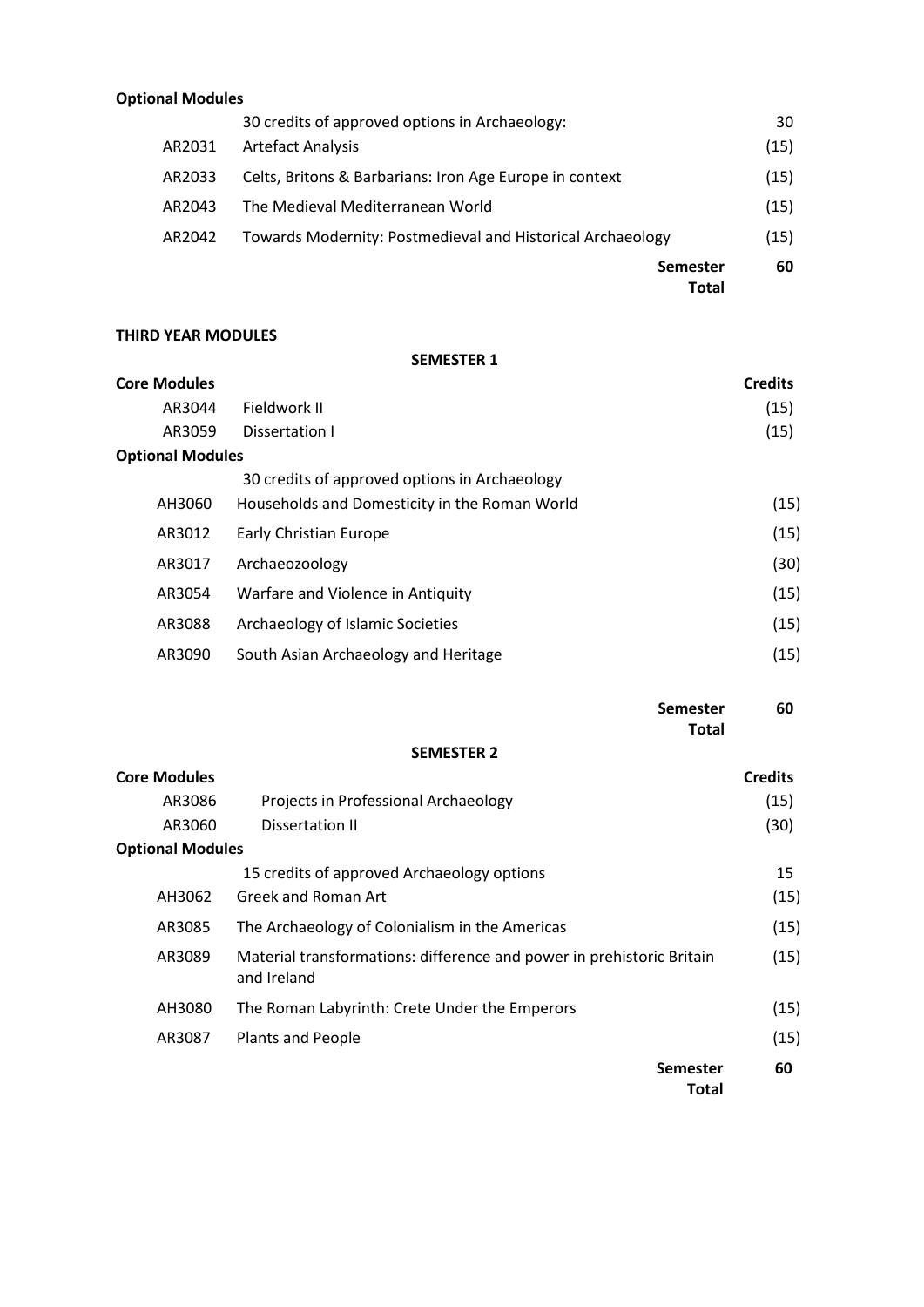**Optional Modules**

| | | |
|---|---|---|
| | 30 credits of approved options in Archaeology: | 30 |
| AR2031 | Artefact Analysis | (15) |
| AR2033 | Celts, Britons & Barbarians: Iron Age Europe in context | (15) |
| AR2043 | The Medieval Mediterranean World | (15) |
| AR2042 | Towards Modernity: Postmedieval and Historical Archaeology | (15) |
| | **Semester Total** | **60** |

**THIRD YEAR MODULES**

**SEMESTER 1**

| **Core Modules** | | **Credits** |
|---|---|---|
| AR3044 | Fieldwork II | (15) |
| AR3059 | Dissertation I | (15) |
| **Optional Modules** | | |
| | 30 credits of approved options in Archaeology | |
| AH3060 | Households and Domesticity in the Roman World | (15) |
| AR3012 | Early Christian Europe | (15) |
| AR3017 | Archaeozoology | (30) |
| AR3054 | Warfare and Violence in Antiquity | (15) |
| AR3088 | Archaeology of Islamic Societies | (15) |
| AR3090 | South Asian Archaeology and Heritage | (15) |
| | **Semester Total** | **60** |

**SEMESTER 2**

| **Core Modules** | | **Credits** |
|---|---|---|
| AR3086 | Projects in Professional Archaeology | (15) |
| AR3060 | Dissertation II | (30) |
| **Optional Modules** | | |
| | 15 credits of approved Archaeology options | 15 |
| AH3062 | Greek and Roman Art | (15) |
| AR3085 | The Archaeology of Colonialism in the Americas | (15) |
| AR3089 | Material transformations: difference and power in prehistoric Britain and Ireland | (15) |
| AH3080 | The Roman Labyrinth: Crete Under the Emperors | (15) |
| AR3087 | Plants and People | (15) |
| | **Semester Total** | **60** |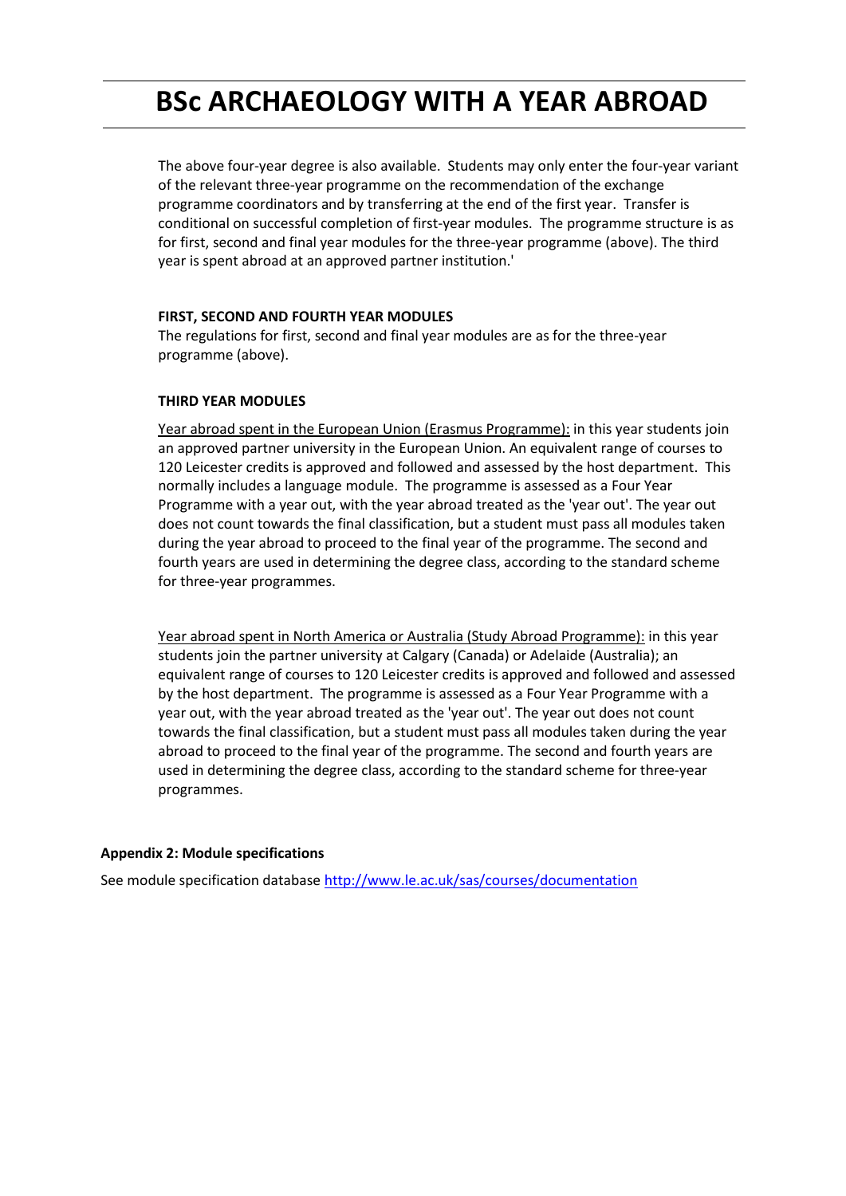# BSc ARCHAEOLOGY WITH A YEAR ABROAD

The above four-year degree is also available. Students may only enter the four-year variant of the relevant three-year programme on the recommendation of the exchange programme coordinators and by transferring at the end of the first year. Transfer is conditional on successful completion of first-year modules. The programme structure is as for first, second and final year modules for the three-year programme (above). The third year is spent abroad at an approved partner institution.'

**FIRST, SECOND AND FOURTH YEAR MODULES**

The regulations for first, second and final year modules are as for the three-year programme (above).

**THIRD YEAR MODULES**

Year abroad spent in the European Union (Erasmus Programme): in this year students join an approved partner university in the European Union. An equivalent range of courses to 120 Leicester credits is approved and followed and assessed by the host department. This normally includes a language module. The programme is assessed as a Four Year Programme with a year out, with the year abroad treated as the 'year out'. The year out does not count towards the final classification, but a student must pass all modules taken during the year abroad to proceed to the final year of the programme. The second and fourth years are used in determining the degree class, according to the standard scheme for three-year programmes.

Year abroad spent in North America or Australia (Study Abroad Programme): in this year students join the partner university at Calgary (Canada) or Adelaide (Australia); an equivalent range of courses to 120 Leicester credits is approved and followed and assessed by the host department. The programme is assessed as a Four Year Programme with a year out, with the year abroad treated as the 'year out'. The year out does not count towards the final classification, but a student must pass all modules taken during the year abroad to proceed to the final year of the programme. The second and fourth years are used in determining the degree class, according to the standard scheme for three-year programmes.

**Appendix 2: Module specifications**

See module specification database http://www.le.ac.uk/sas/courses/documentation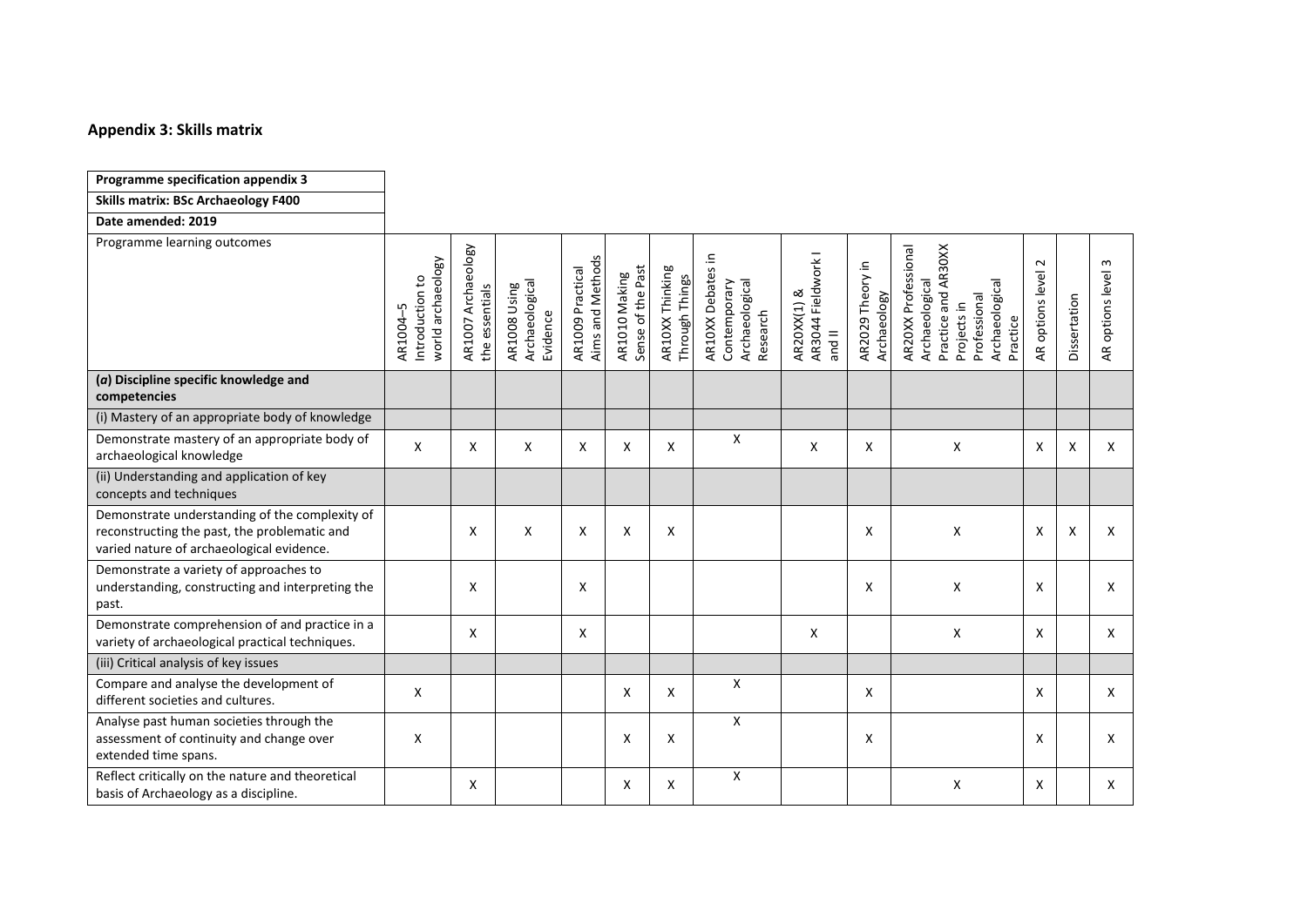## Appendix 3: Skills matrix

| Programme specification appendix 3 | | | | | | | | | | | | | |
|---|---|---|---|---|---|---|---|---|---|---|---|---|---|
| **Skills matrix: BSc Archaeology F400** | | | | | | | | | | | | | |
| **Date amended: 2019** | | | | | | | | | | | | | |
| Programme learning outcomes | AR1004–5 Introduction to world archaeology | AR1007 Archaeology the essentials | AR1008 Using Archaeological Evidence | AR1009 Practical Aims and Methods | AR1010 Making Sense of the Past | AR10XX Thinking Through Things | AR10XX Debates in Contemporary Archaeological Research | AR20XX(1) & AR3044 Fieldwork I and II | AR2029 Theory in Archaeology | AR20XX Professional Archaeological Practice and AR30XX Projects in Professional Archaeological Practice | AR options level 2 | Dissertation | AR options level 3 |
| **(*a*) Discipline specific knowledge and competencies** | | | | | | | | | | | | | |
| (i) Mastery of an appropriate body of knowledge | | | | | | | | | | | | | |
| Demonstrate mastery of an appropriate body of archaeological knowledge | X | X | X | X | X | X | X | X | X | X | X | X | X |
| (ii) Understanding and application of key concepts and techniques | | | | | | | | | | | | | |
| Demonstrate understanding of the complexity of reconstructing the past, the problematic and varied nature of archaeological evidence. | | X | X | X | X | X | | | X | X | X | X | X |
| Demonstrate a variety of approaches to understanding, constructing and interpreting the past. | | X | | X | | | | | X | X | X | | X |
| Demonstrate comprehension of and practice in a variety of archaeological practical techniques. | | X | | X | | | | X | | X | X | | X |
| (iii) Critical analysis of key issues | | | | | | | | | | | | | |
| Compare and analyse the development of different societies and cultures. | X | | | | X | X | X | | X | | X | | X |
| Analyse past human societies through the assessment of continuity and change over extended time spans. | X | | | | X | X | X | | X | | X | | X |
| Reflect critically on the nature and theoretical basis of Archaeology as a discipline. | | X | | | X | X | X | | | X | X | | X |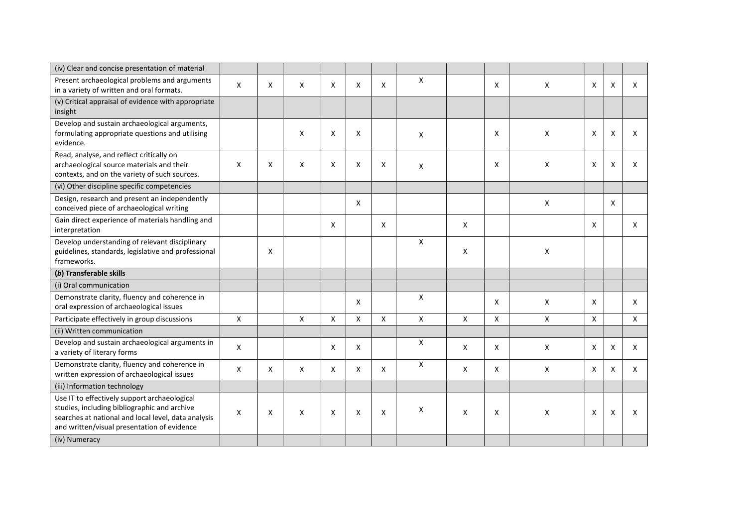| (iv) Clear and concise presentation of material | | | | | | | | | | | | | |
|---|---|---|---|---|---|---|---|---|---|---|---|---|---|
| Present archaeological problems and arguments in a variety of written and oral formats. | X | X | X | X | X | X | X | | X | X | X | X | X |
| (v) Critical appraisal of evidence with appropriate insight | | | | | | | | | | | | | |
| Develop and sustain archaeological arguments, formulating appropriate questions and utilising evidence. | | | X | X | X | | X | | X | X | X | X | X |
| Read, analyse, and reflect critically on archaeological source materials and their contexts, and on the variety of such sources. | X | X | X | X | X | X | X | | X | X | X | X | X |
| (vi) Other discipline specific competencies | | | | | | | | | | | | | |
| Design, research and present an independently conceived piece of archaeological writing | | | | | X | | | | | X | | X | |
| Gain direct experience of materials handling and interpretation | | | | X | | X | | X | | | X | | X |
| Develop understanding of relevant disciplinary guidelines, standards, legislative and professional frameworks. | | X | | | | | X | X | | X | | | |
| **(*b*) Transferable skills** | | | | | | | | | | | | | |
| (i) Oral communication | | | | | | | | | | | | | |
| Demonstrate clarity, fluency and coherence in oral expression of archaeological issues | | | | | X | | X | | X | X | X | | X |
| Participate effectively in group discussions | X | | X | X | X | X | X | X | X | X | X | | X |
| (ii) Written communication | | | | | | | | | | | | | |
| Develop and sustain archaeological arguments in a variety of literary forms | X | | | X | X | | X | X | X | X | X | X | X |
| Demonstrate clarity, fluency and coherence in written expression of archaeological issues | X | X | X | X | X | X | X | X | X | X | X | X | X |
| (iii) Information technology | | | | | | | | | | | | | |
| Use IT to effectively support archaeological studies, including bibliographic and archive searches at national and local level, data analysis and written/visual presentation of evidence | X | X | X | X | X | X | X | X | X | X | X | X | X |
| (iv) Numeracy | | | | | | | | | | | | | |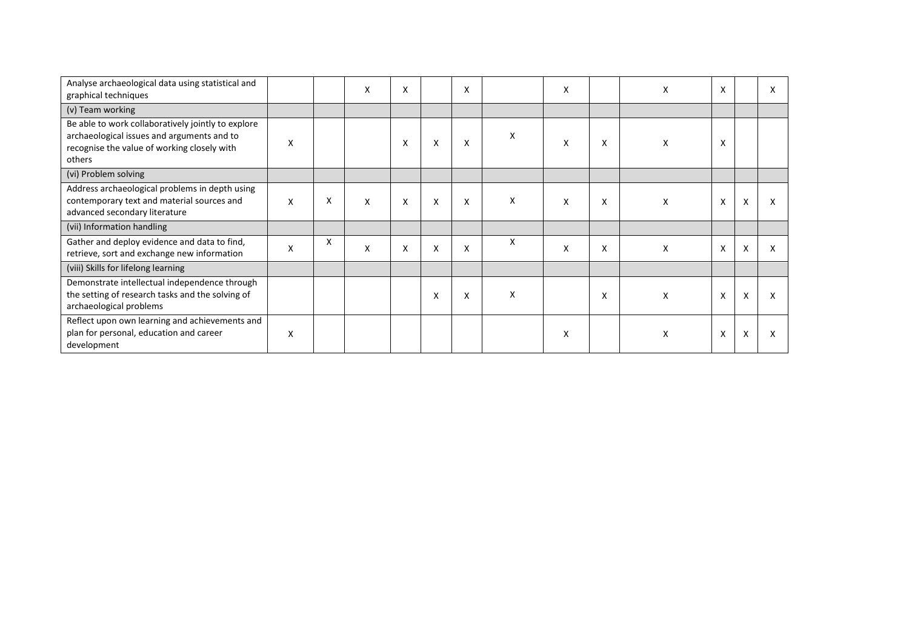| | | | | | | | | | | | | | |
|---|---|---|---|---|---|---|---|---|---|---|---|---|---|
| Analyse archaeological data using statistical and graphical techniques | | | X | X | | X | | X | | X | X | | X |
| (v) Team working | | | | | | | | | | | | | |
| Be able to work collaboratively jointly to explore archaeological issues and arguments and to recognise the value of working closely with others | X | | | X | X | X | X | X | X | X | X | | |
| (vi) Problem solving | | | | | | | | | | | | | |
| Address archaeological problems in depth using contemporary text and material sources and advanced secondary literature | X | X | X | X | X | X | X | X | X | X | X | X | X |
| (vii) Information handling | | | | | | | | | | | | | |
| Gather and deploy evidence and data to find, retrieve, sort and exchange new information | X | X | X | X | X | X | X | X | X | X | X | X | X |
| (viii) Skills for lifelong learning | | | | | | | | | | | | | |
| Demonstrate intellectual independence through the setting of research tasks and the solving of archaeological problems | | | | | X | X | X | | X | X | X | X | X |
| Reflect upon own learning and achievements and plan for personal, education and career development | X | | | | | | | X | | X | X | X | X |